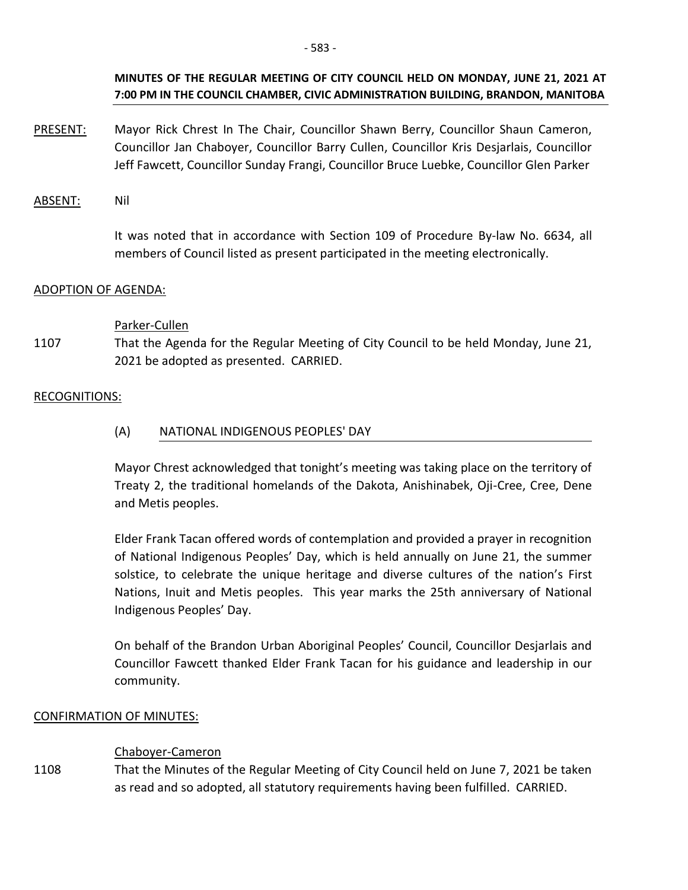**MINUTES OF THE REGULAR MEETING OF CITY COUNCIL HELD ON MONDAY, JUNE 21, 2021 AT 7:00 PM IN THE COUNCIL CHAMBER, CIVIC ADMINISTRATION BUILDING, BRANDON, MANITOBA**

PRESENT: Mayor Rick Chrest In The Chair, Councillor Shawn Berry, Councillor Shaun Cameron, Councillor Jan Chaboyer, Councillor Barry Cullen, Councillor Kris Desjarlais, Councillor Jeff Fawcett, Councillor Sunday Frangi, Councillor Bruce Luebke, Councillor Glen Parker

ABSENT: Nil

It was noted that in accordance with Section 109 of Procedure By-law No. 6634, all members of Council listed as present participated in the meeting electronically.

ADOPTION OF AGENDA:

Parker-Cullen

1107 That the Agenda for the Regular Meeting of City Council to be held Monday, June 21, 2021 be adopted as presented. CARRIED.

RECOGNITIONS:

(A) NATIONAL INDIGENOUS PEOPLES' DAY

Mayor Chrest acknowledged that tonight's meeting was taking place on the territory of Treaty 2, the traditional homelands of the Dakota, Anishinabek, Oji-Cree, Cree, Dene and Metis peoples.

Elder Frank Tacan offered words of contemplation and provided a prayer in recognition of National Indigenous Peoples' Day, which is held annually on June 21, the summer solstice, to celebrate the unique heritage and diverse cultures of the nation's First Nations, Inuit and Metis peoples. This year marks the 25th anniversary of National Indigenous Peoples' Day.

On behalf of the Brandon Urban Aboriginal Peoples' Council, Councillor Desjarlais and Councillor Fawcett thanked Elder Frank Tacan for his guidance and leadership in our community.

CONFIRMATION OF MINUTES:

Chaboyer-Cameron

1108 That the Minutes of the Regular Meeting of City Council held on June 7, 2021 be taken as read and so adopted, all statutory requirements having been fulfilled. CARRIED.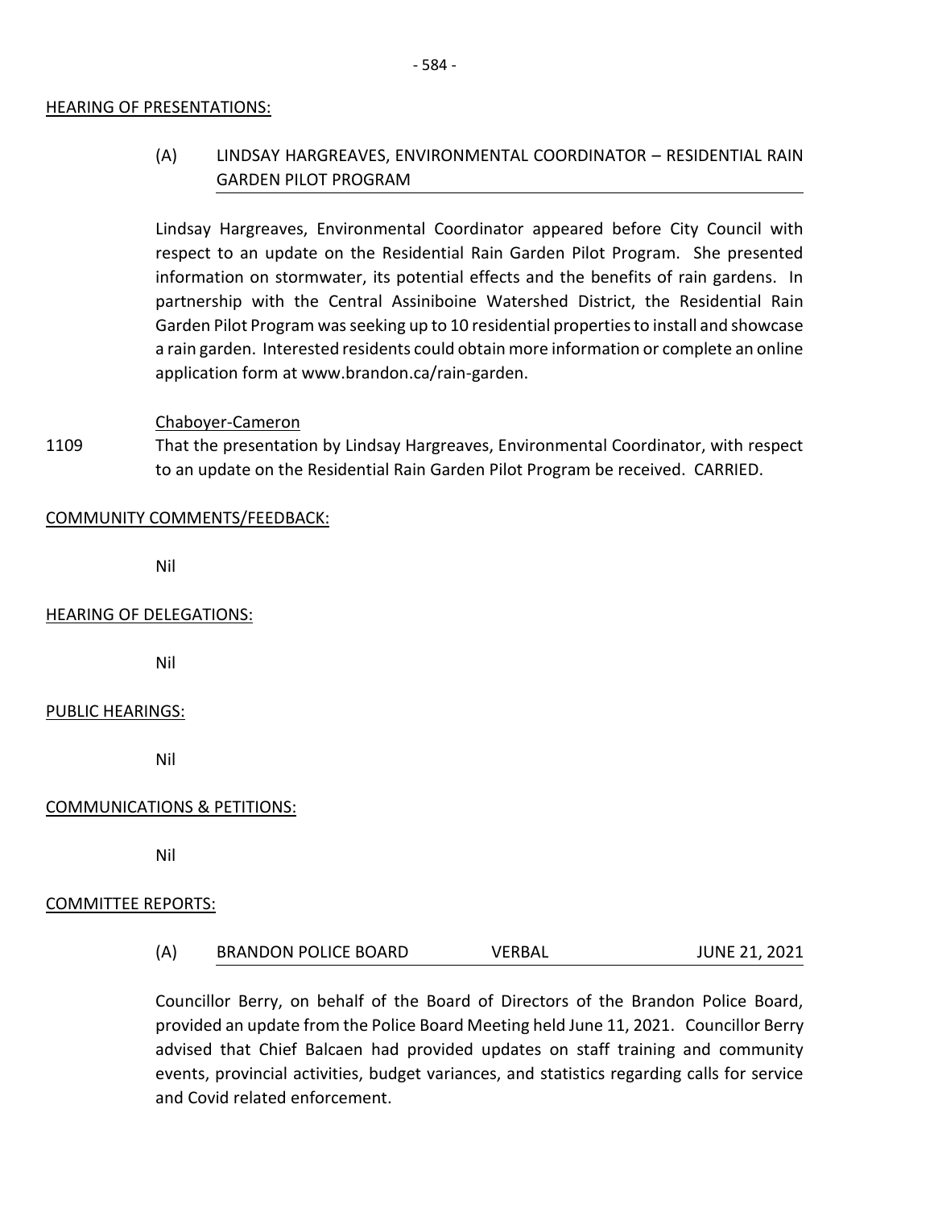## HEARING OF PRESENTATIONS:

### (A) LINDSAY HARGREAVES, ENVIRONMENTAL COORDINATOR – RESIDENTIAL RAIN GARDEN PILOT PROGRAM

Lindsay Hargreaves, Environmental Coordinator appeared before City Council with respect to an update on the Residential Rain Garden Pilot Program. She presented information on stormwater, its potential effects and the benefits of rain gardens. In partnership with the Central Assiniboine Watershed District, the Residential Rain Garden Pilot Program was seeking up to 10 residential properties to install and showcase a rain garden. Interested residents could obtain more information or complete an online application form at www.brandon.ca/rain-garden.

Chaboyer-Cameron

1109 That the presentation by Lindsay Hargreaves, Environmental Coordinator, with respect to an update on the Residential Rain Garden Pilot Program be received. CARRIED.

## COMMUNITY COMMENTS/FEEDBACK:

Nil

## HEARING OF DELEGATIONS:

Nil

## PUBLIC HEARINGS:

Nil

## COMMUNICATIONS & PETITIONS:

Nil

## COMMITTEE REPORTS:

### (A) BRANDON POLICE BOARD VERBAL JUNE 21, 2021

Councillor Berry, on behalf of the Board of Directors of the Brandon Police Board, provided an update from the Police Board Meeting held June 11, 2021. Councillor Berry advised that Chief Balcaen had provided updates on staff training and community events, provincial activities, budget variances, and statistics regarding calls for service and Covid related enforcement.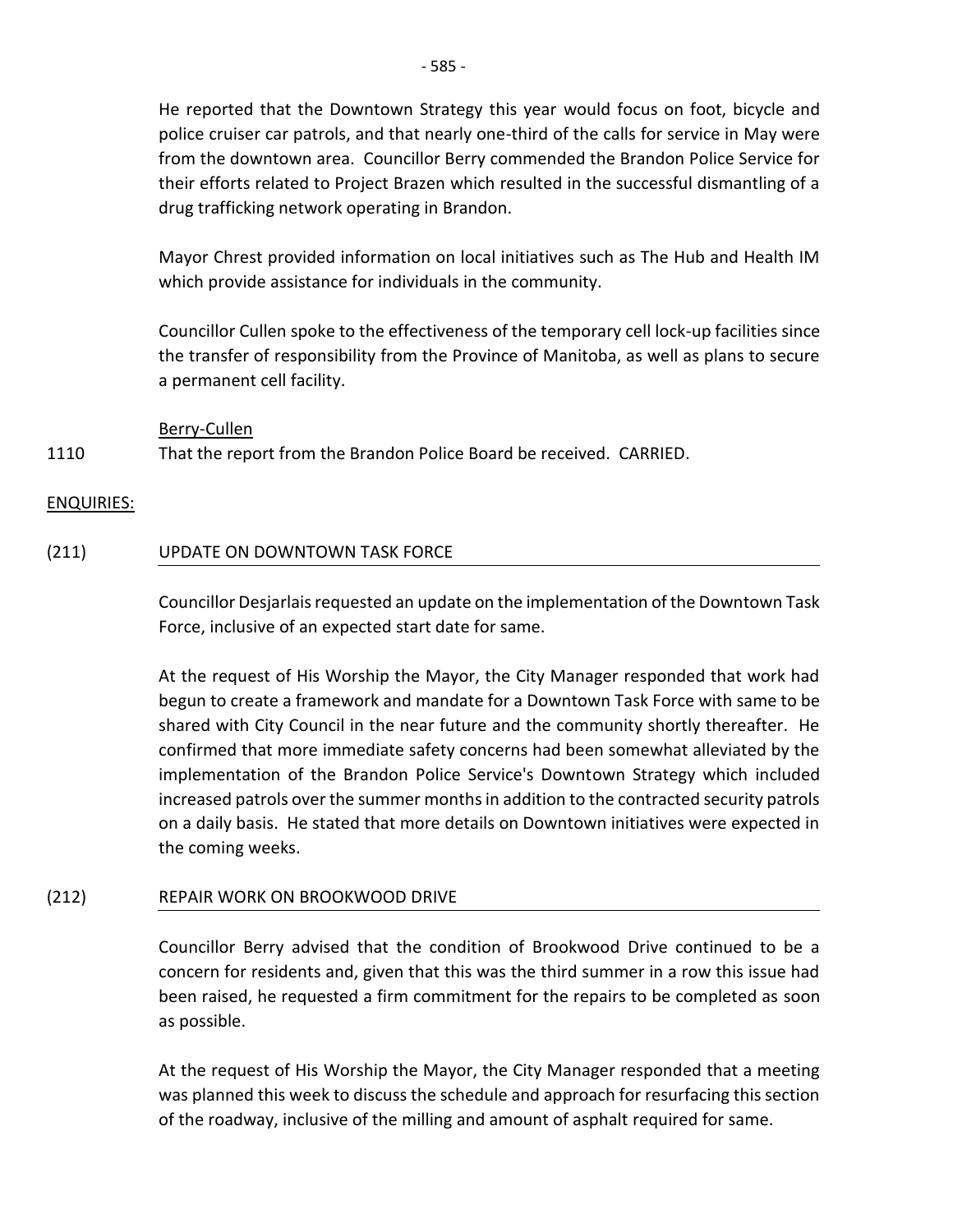He reported that the Downtown Strategy this year would focus on foot, bicycle and police cruiser car patrols, and that nearly one-third of the calls for service in May were from the downtown area. Councillor Berry commended the Brandon Police Service for their efforts related to Project Brazen which resulted in the successful dismantling of a drug trafficking network operating in Brandon.

Mayor Chrest provided information on local initiatives such as The Hub and Health IM which provide assistance for individuals in the community.

Councillor Cullen spoke to the effectiveness of the temporary cell lock-up facilities since the transfer of responsibility from the Province of Manitoba, as well as plans to secure a permanent cell facility.

Berry-Cullen

1110 That the report from the Brandon Police Board be received. CARRIED.

ENQUIRIES:

## (211) UPDATE ON DOWNTOWN TASK FORCE

Councillor Desjarlais requested an update on the implementation of the Downtown Task Force, inclusive of an expected start date for same.

At the request of His Worship the Mayor, the City Manager responded that work had begun to create a framework and mandate for a Downtown Task Force with same to be shared with City Council in the near future and the community shortly thereafter. He confirmed that more immediate safety concerns had been somewhat alleviated by the implementation of the Brandon Police Service's Downtown Strategy which included increased patrols over the summer months in addition to the contracted security patrols on a daily basis. He stated that more details on Downtown initiatives were expected in the coming weeks.

## (212) REPAIR WORK ON BROOKWOOD DRIVE

Councillor Berry advised that the condition of Brookwood Drive continued to be a concern for residents and, given that this was the third summer in a row this issue had been raised, he requested a firm commitment for the repairs to be completed as soon as possible.

At the request of His Worship the Mayor, the City Manager responded that a meeting was planned this week to discuss the schedule and approach for resurfacing this section of the roadway, inclusive of the milling and amount of asphalt required for same.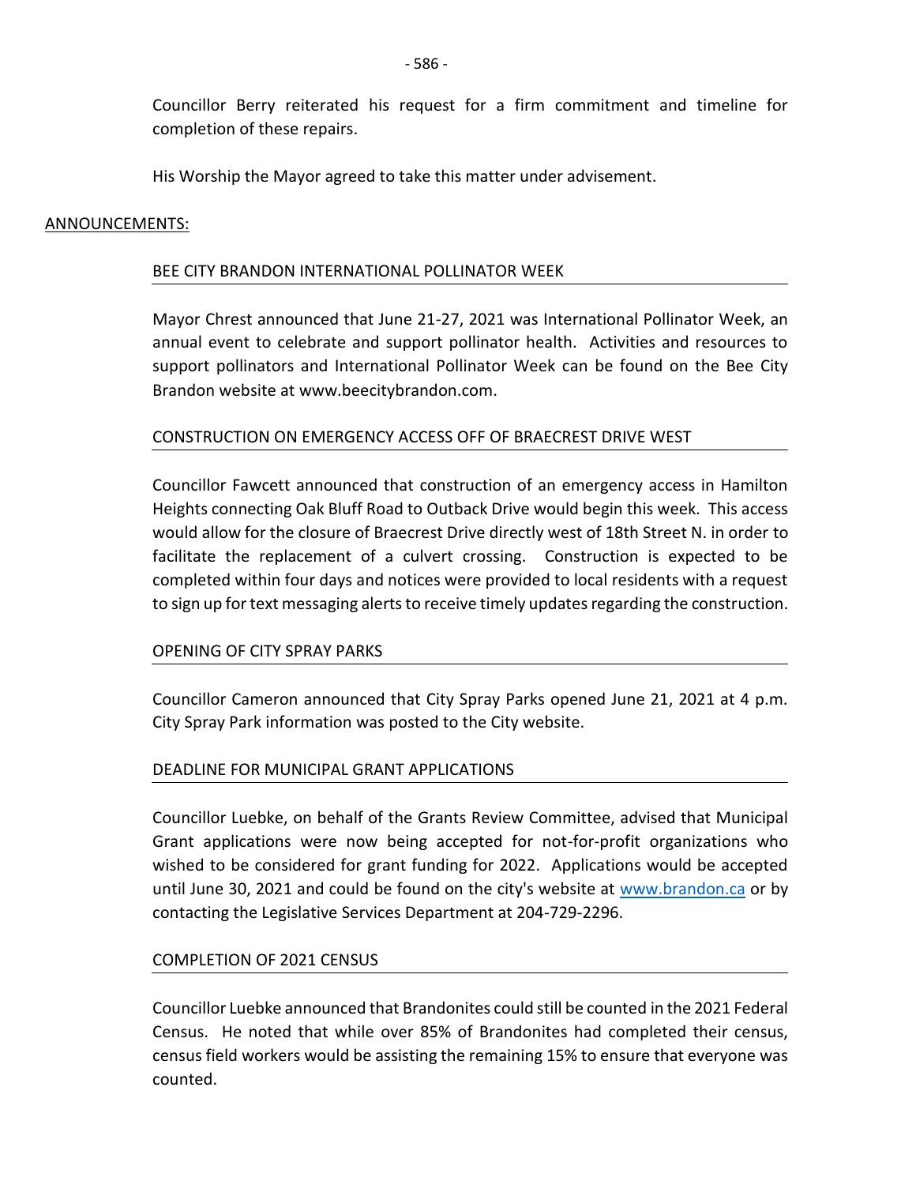Councillor Berry reiterated his request for a firm commitment and timeline for completion of these repairs.

His Worship the Mayor agreed to take this matter under advisement.

## ANNOUNCEMENTS:

### BEE CITY BRANDON INTERNATIONAL POLLINATOR WEEK

Mayor Chrest announced that June 21-27, 2021 was International Pollinator Week, an annual event to celebrate and support pollinator health. Activities and resources to support pollinators and International Pollinator Week can be found on the Bee City Brandon website at www.beecitybrandon.com.

### CONSTRUCTION ON EMERGENCY ACCESS OFF OF BRAECREST DRIVE WEST

Councillor Fawcett announced that construction of an emergency access in Hamilton Heights connecting Oak Bluff Road to Outback Drive would begin this week. This access would allow for the closure of Braecrest Drive directly west of 18th Street N. in order to facilitate the replacement of a culvert crossing. Construction is expected to be completed within four days and notices were provided to local residents with a request to sign up for text messaging alerts to receive timely updates regarding the construction.

### OPENING OF CITY SPRAY PARKS

Councillor Cameron announced that City Spray Parks opened June 21, 2021 at 4 p.m. City Spray Park information was posted to the City website.

### DEADLINE FOR MUNICIPAL GRANT APPLICATIONS

Councillor Luebke, on behalf of the Grants Review Committee, advised that Municipal Grant applications were now being accepted for not-for-profit organizations who wished to be considered for grant funding for 2022. Applications would be accepted until June 30, 2021 and could be found on the city's website at [www.brandon.ca](http://www.brandon.ca) or by contacting the Legislative Services Department at 204-729-2296.

### COMPLETION OF 2021 CENSUS

Councillor Luebke announced that Brandonites could still be counted in the 2021 Federal Census. He noted that while over 85% of Brandonites had completed their census, census field workers would be assisting the remaining 15% to ensure that everyone was counted.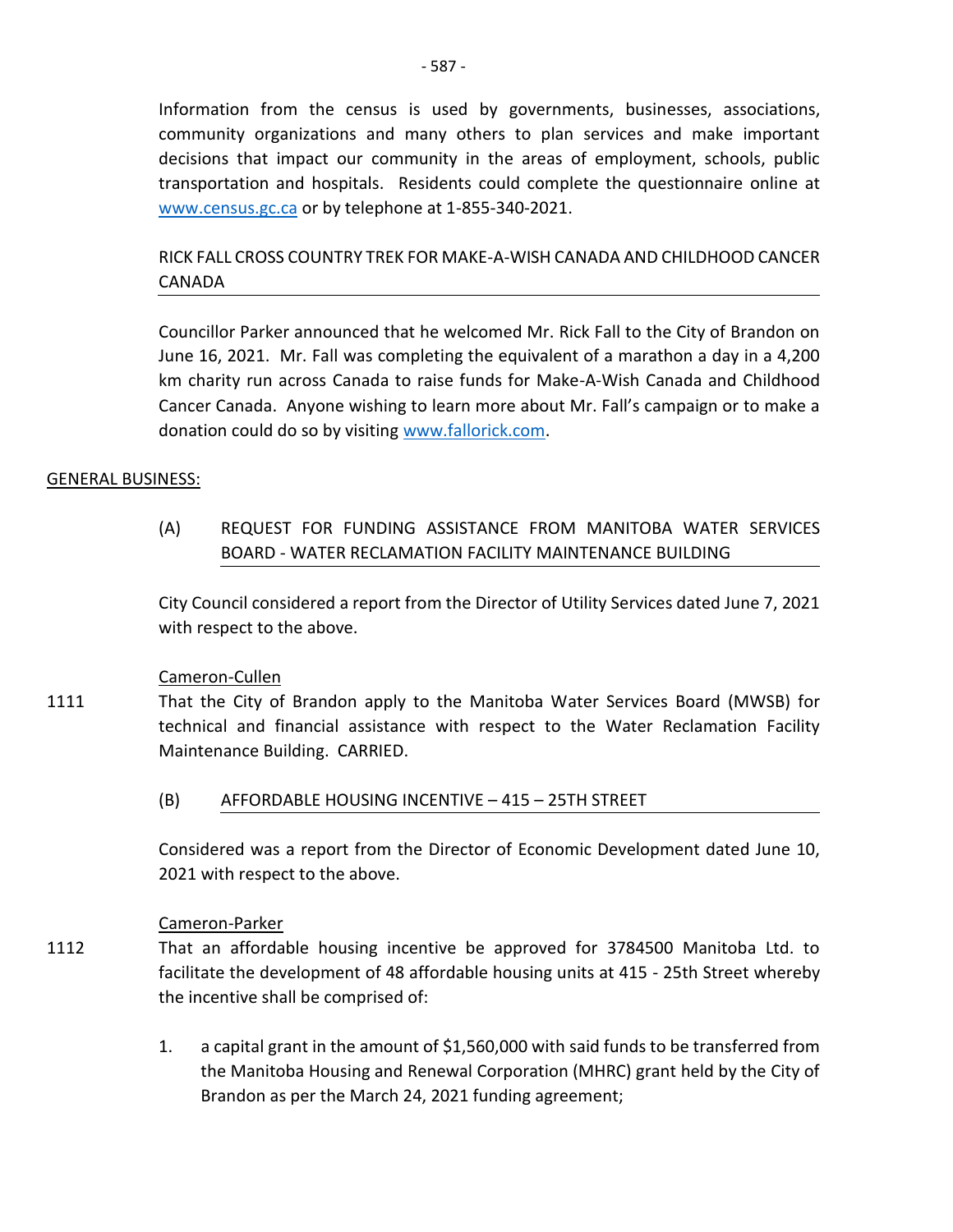Information from the census is used by governments, businesses, associations, community organizations and many others to plan services and make important decisions that impact our community in the areas of employment, schools, public transportation and hospitals. Residents could complete the questionnaire online at www.census.gc.ca or by telephone at 1-855-340-2021.

RICK FALL CROSS COUNTRY TREK FOR MAKE-A-WISH CANADA AND CHILDHOOD CANCER CANADA

Councillor Parker announced that he welcomed Mr. Rick Fall to the City of Brandon on June 16, 2021. Mr. Fall was completing the equivalent of a marathon a day in a 4,200 km charity run across Canada to raise funds for Make-A-Wish Canada and Childhood Cancer Canada. Anyone wishing to learn more about Mr. Fall's campaign or to make a donation could do so by visiting www.fallorick.com.

## GENERAL BUSINESS:

(A) REQUEST FOR FUNDING ASSISTANCE FROM MANITOBA WATER SERVICES BOARD - WATER RECLAMATION FACILITY MAINTENANCE BUILDING

City Council considered a report from the Director of Utility Services dated June 7, 2021 with respect to the above.

Cameron-Cullen

1111 That the City of Brandon apply to the Manitoba Water Services Board (MWSB) for technical and financial assistance with respect to the Water Reclamation Facility Maintenance Building. CARRIED.

(B) AFFORDABLE HOUSING INCENTIVE – 415 – 25TH STREET

Considered was a report from the Director of Economic Development dated June 10, 2021 with respect to the above.

Cameron-Parker

1112 That an affordable housing incentive be approved for 3784500 Manitoba Ltd. to facilitate the development of 48 affordable housing units at 415 - 25th Street whereby the incentive shall be comprised of:

1. a capital grant in the amount of $1,560,000 with said funds to be transferred from the Manitoba Housing and Renewal Corporation (MHRC) grant held by the City of Brandon as per the March 24, 2021 funding agreement;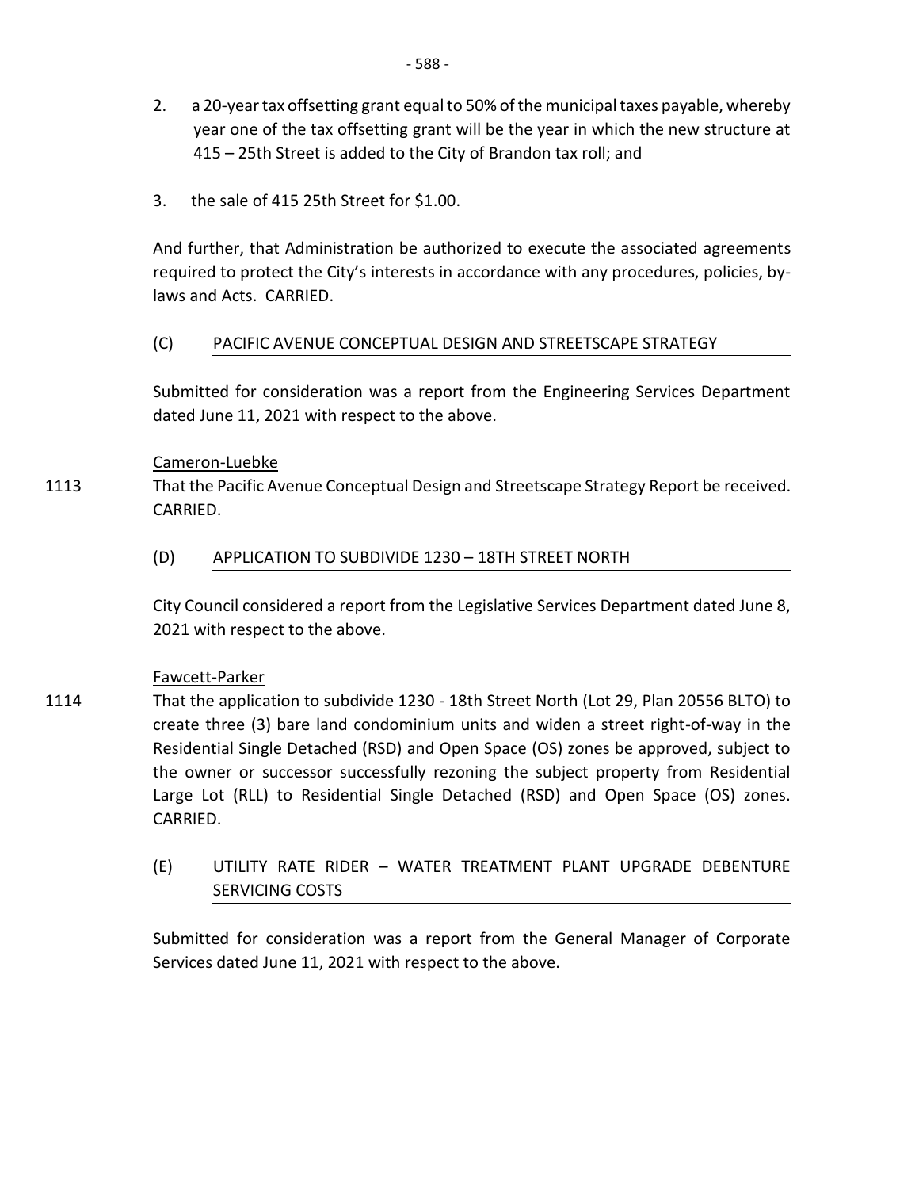2. a 20-year tax offsetting grant equal to 50% of the municipal taxes payable, whereby year one of the tax offsetting grant will be the year in which the new structure at 415 – 25th Street is added to the City of Brandon tax roll; and

3. the sale of 415 25th Street for $1.00.

And further, that Administration be authorized to execute the associated agreements required to protect the City's interests in accordance with any procedures, policies, by-laws and Acts. CARRIED.

(C) PACIFIC AVENUE CONCEPTUAL DESIGN AND STREETSCAPE STRATEGY

Submitted for consideration was a report from the Engineering Services Department dated June 11, 2021 with respect to the above.

Cameron-Luebke

1113 That the Pacific Avenue Conceptual Design and Streetscape Strategy Report be received. CARRIED.

(D) APPLICATION TO SUBDIVIDE 1230 – 18TH STREET NORTH

City Council considered a report from the Legislative Services Department dated June 8, 2021 with respect to the above.

Fawcett-Parker

1114 That the application to subdivide 1230 - 18th Street North (Lot 29, Plan 20556 BLTO) to create three (3) bare land condominium units and widen a street right-of-way in the Residential Single Detached (RSD) and Open Space (OS) zones be approved, subject to the owner or successor successfully rezoning the subject property from Residential Large Lot (RLL) to Residential Single Detached (RSD) and Open Space (OS) zones. CARRIED.

(E) UTILITY RATE RIDER – WATER TREATMENT PLANT UPGRADE DEBENTURE SERVICING COSTS

Submitted for consideration was a report from the General Manager of Corporate Services dated June 11, 2021 with respect to the above.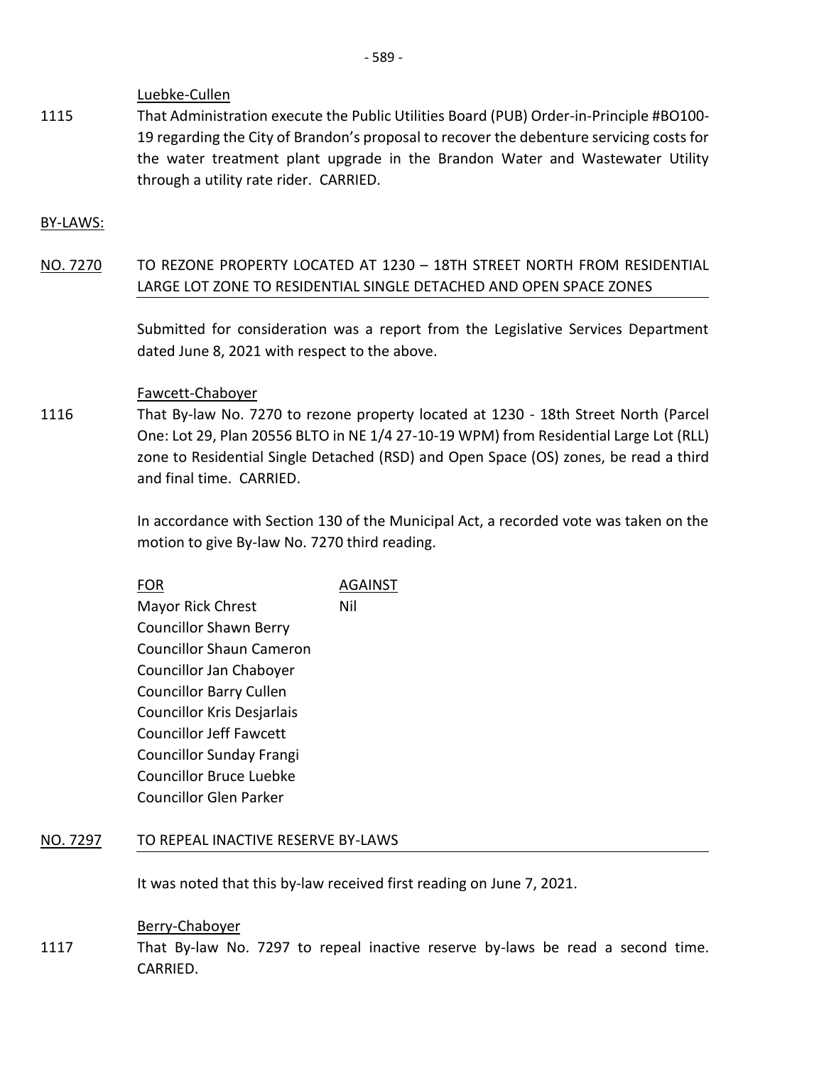Luebke-Cullen

1115 That Administration execute the Public Utilities Board (PUB) Order-in-Principle #BO100-19 regarding the City of Brandon's proposal to recover the debenture servicing costs for the water treatment plant upgrade in the Brandon Water and Wastewater Utility through a utility rate rider. CARRIED.

BY-LAWS:

NO. 7270 TO REZONE PROPERTY LOCATED AT 1230 – 18TH STREET NORTH FROM RESIDENTIAL LARGE LOT ZONE TO RESIDENTIAL SINGLE DETACHED AND OPEN SPACE ZONES

Submitted for consideration was a report from the Legislative Services Department dated June 8, 2021 with respect to the above.

Fawcett-Chaboyer

1116 That By-law No. 7270 to rezone property located at 1230 - 18th Street North (Parcel One: Lot 29, Plan 20556 BLTO in NE 1/4 27-10-19 WPM) from Residential Large Lot (RLL) zone to Residential Single Detached (RSD) and Open Space (OS) zones, be read a third and final time. CARRIED.

In accordance with Section 130 of the Municipal Act, a recorded vote was taken on the motion to give By-law No. 7270 third reading.

| FOR | AGAINST |
|---|---|
| Mayor Rick Chrest | Nil |
| Councillor Shawn Berry | |
| Councillor Shaun Cameron | |
| Councillor Jan Chaboyer | |
| Councillor Barry Cullen | |
| Councillor Kris Desjarlais | |
| Councillor Jeff Fawcett | |
| Councillor Sunday Frangi | |
| Councillor Bruce Luebke | |
| Councillor Glen Parker | |

NO. 7297 TO REPEAL INACTIVE RESERVE BY-LAWS

It was noted that this by-law received first reading on June 7, 2021.

Berry-Chaboyer

1117 That By-law No. 7297 to repeal inactive reserve by-laws be read a second time. CARRIED.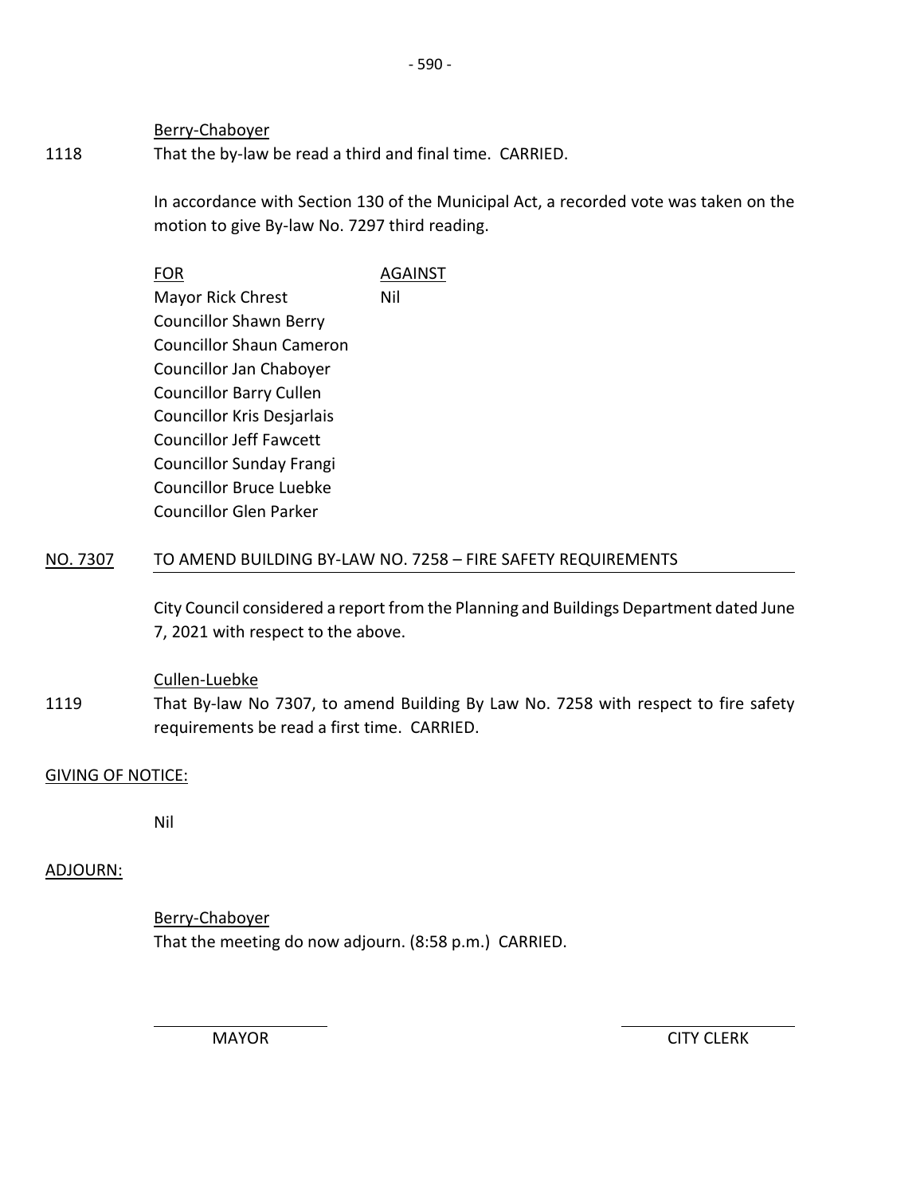Berry-Chaboyer

1118 That the by-law be read a third and final time. CARRIED.

In accordance with Section 130 of the Municipal Act, a recorded vote was taken on the motion to give By-law No. 7297 third reading.

| FOR | AGAINST |
|---|---|
| Mayor Rick Chrest | Nil |
| Councillor Shawn Berry | |
| Councillor Shaun Cameron | |
| Councillor Jan Chaboyer | |
| Councillor Barry Cullen | |
| Councillor Kris Desjarlais | |
| Councillor Jeff Fawcett | |
| Councillor Sunday Frangi | |
| Councillor Bruce Luebke | |
| Councillor Glen Parker | |

NO. 7307 TO AMEND BUILDING BY-LAW NO. 7258 – FIRE SAFETY REQUIREMENTS

City Council considered a report from the Planning and Buildings Department dated June 7, 2021 with respect to the above.

Cullen-Luebke

1119 That By-law No 7307, to amend Building By Law No. 7258 with respect to fire safety requirements be read a first time. CARRIED.

GIVING OF NOTICE:

Nil

ADJOURN:

Berry-Chaboyer

That the meeting do now adjourn. (8:58 p.m.) CARRIED.

MAYOR

CITY CLERK